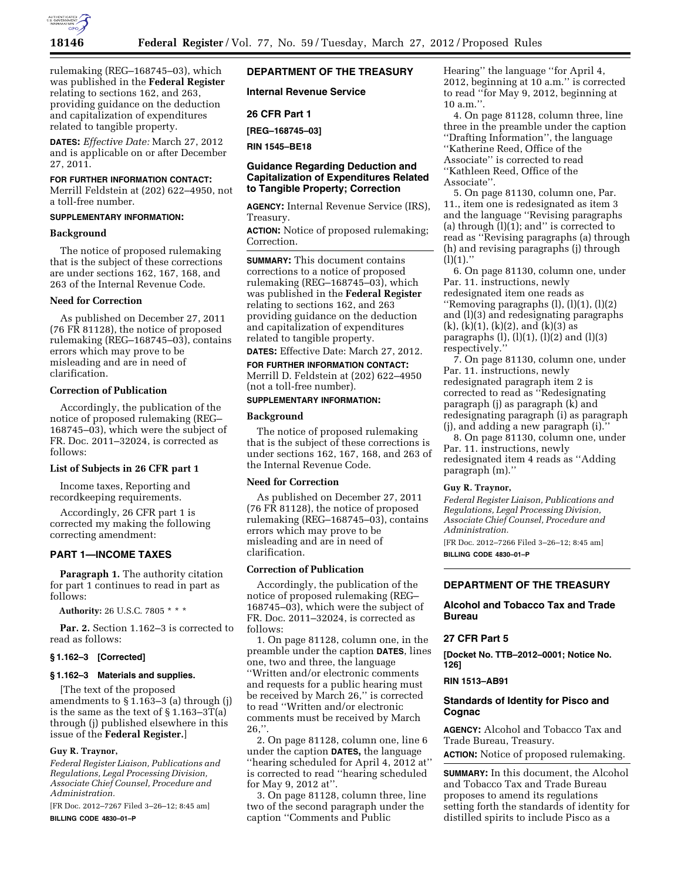rulemaking (REG–168745–03), which was published in the **Federal Register** relating to sections 162, and 263, providing guidance on the deduction and capitalization of expenditures related to tangible property.

**DATES:** *Effective Date:* March 27, 2012 and is applicable on or after December 27, 2011.

**FOR FURTHER INFORMATION CONTACT:** Merrill Feldstein at (202) 622–4950, not a toll-free number.

**SUPPLEMENTARY INFORMATION:**

**Background**

The notice of proposed rulemaking that is the subject of these corrections are under sections 162, 167, 168, and 263 of the Internal Revenue Code.

**Need for Correction**

As published on December 27, 2011 (76 FR 81128), the notice of proposed rulemaking (REG–168745–03), contains errors which may prove to be misleading and are in need of clarification.

**Correction of Publication**

Accordingly, the publication of the notice of proposed rulemaking (REG–168745–03), which were the subject of FR. Doc. 2011–32024, is corrected as follows:

**List of Subjects in 26 CFR part 1**

Income taxes, Reporting and recordkeeping requirements.

Accordingly, 26 CFR part 1 is corrected my making the following correcting amendment:

## PART 1—INCOME TAXES

**Paragraph 1.** The authority citation for part 1 continues to read in part as follows:

**Authority:** 26 U.S.C. 7805 * * *

**Par. 2.** Section 1.162–3 is corrected to read as follows:

**§ 1.162–3 [Corrected]**

**§ 1.162–3 Materials and supplies.**

[The text of the proposed amendments to § 1.163–3 (a) through (j) is the same as the text of § 1.163–3T(a) through (j) published elsewhere in this issue of the **Federal Register.**]

**Guy R. Traynor,**

*Federal Register Liaison, Publications and Regulations, Legal Processing Division, Associate Chief Counsel, Procedure and Administration.*

[FR Doc. 2012–7267 Filed 3–26–12; 8:45 am]

**BILLING CODE 4830–01–P**

---

## DEPARTMENT OF THE TREASURY

### Internal Revenue Service

### 26 CFR Part 1

### [REG–168745–03]

### RIN 1545–BE18

### Guidance Regarding Deduction and Capitalization of Expenditures Related to Tangible Property; Correction

**AGENCY:** Internal Revenue Service (IRS), Treasury.

**ACTION:** Notice of proposed rulemaking; Correction.

**SUMMARY:** This document contains corrections to a notice of proposed rulemaking (REG–168745–03), which was published in the **Federal Register** relating to sections 162, and 263 providing guidance on the deduction and capitalization of expenditures related to tangible property.

**DATES:** Effective Date: March 27, 2012.

**FOR FURTHER INFORMATION CONTACT:** Merrill D. Feldstein at (202) 622–4950 (not a toll-free number).

**SUPPLEMENTARY INFORMATION:**

**Background**

The notice of proposed rulemaking that is the subject of these corrections is under sections 162, 167, 168, and 263 of the Internal Revenue Code.

**Need for Correction**

As published on December 27, 2011 (76 FR 81128), the notice of proposed rulemaking (REG–168745–03), contains errors which may prove to be misleading and are in need of clarification.

**Correction of Publication**

Accordingly, the publication of the notice of proposed rulemaking (REG–168745–03), which were the subject of FR. Doc. 2011–32024, is corrected as follows:

1. On page 81128, column one, in the preamble under the caption **DATES**, lines one, two and three, the language "Written and/or electronic comments and requests for a public hearing must be received by March 26," is corrected to read "Written and/or electronic comments must be received by March 26,".

2. On page 81128, column one, line 6 under the caption **DATES,** the language "hearing scheduled for April 4, 2012 at" is corrected to read "hearing scheduled for May 9, 2012 at".

3. On page 81128, column three, line two of the second paragraph under the caption "Comments and Public Hearing" the language "for April 4, 2012, beginning at 10 a.m." is corrected to read "for May 9, 2012, beginning at 10 a.m.".

4. On page 81128, column three, line three in the preamble under the caption "Drafting Information", the language "Katherine Reed, Office of the Associate" is corrected to read "Kathleen Reed, Office of the Associate".

5. On page 81130, column one, Par. 11., item one is redesignated as item 3 and the language "Revising paragraphs (a) through (l)(1); and" is corrected to read as "Revising paragraphs (a) through (h) and revising paragraphs (j) through (l)(1)."

6. On page 81130, column one, under Par. 11. instructions, newly redesignated item one reads as "Removing paragraphs (l), (l)(1), (l)(2) and (l)(3) and redesignating paragraphs (k), (k)(1), (k)(2), and (k)(3) as paragraphs (l), (l)(1), (l)(2) and (l)(3) respectively."

7. On page 81130, column one, under Par. 11. instructions, newly redesignated paragraph item 2 is corrected to read as "Redesignating paragraph (j) as paragraph (k) and redesignating paragraph (i) as paragraph (j), and adding a new paragraph (i)."

8. On page 81130, column one, under Par. 11. instructions, newly redesignated item 4 reads as "Adding paragraph (m)."

**Guy R. Traynor,**

*Federal Register Liaison, Publications and Regulations, Legal Processing Division, Associate Chief Counsel, Procedure and Administration.*

[FR Doc. 2012–7266 Filed 3–26–12; 8:45 am]

**BILLING CODE 4830–01–P**

---

## DEPARTMENT OF THE TREASURY

### Alcohol and Tobacco Tax and Trade Bureau

### 27 CFR Part 5

### [Docket No. TTB–2012–0001; Notice No. 126]

### RIN 1513–AB91

### Standards of Identity for Pisco and Cognac

**AGENCY:** Alcohol and Tobacco Tax and Trade Bureau, Treasury.

**ACTION:** Notice of proposed rulemaking.

**SUMMARY:** In this document, the Alcohol and Tobacco Tax and Trade Bureau proposes to amend its regulations setting forth the standards of identity for distilled spirits to include Pisco as a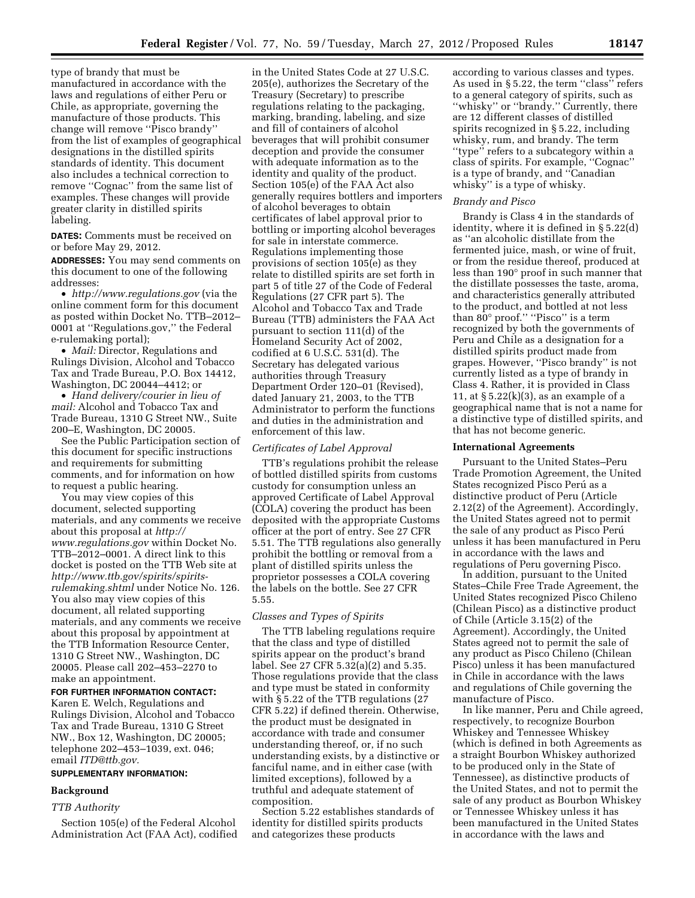type of brandy that must be manufactured in accordance with the laws and regulations of either Peru or Chile, as appropriate, governing the manufacture of those products. This change will remove ''Pisco brandy'' from the list of examples of geographical designations in the distilled spirits standards of identity. This document also includes a technical correction to remove ''Cognac'' from the same list of examples. These changes will provide greater clarity in distilled spirits labeling.

**DATES:** Comments must be received on or before May 29, 2012.

**ADDRESSES:** You may send comments on this document to one of the following addresses:

- *http://www.regulations.gov* (via the online comment form for this document as posted within Docket No. TTB–2012–0001 at ''Regulations.gov,'' the Federal e-rulemaking portal);
- *Mail:* Director, Regulations and Rulings Division, Alcohol and Tobacco Tax and Trade Bureau, P.O. Box 14412, Washington, DC 20044–4412; or
- *Hand delivery/courier in lieu of mail:* Alcohol and Tobacco Tax and Trade Bureau, 1310 G Street NW., Suite 200–E, Washington, DC 20005.

See the Public Participation section of this document for specific instructions and requirements for submitting comments, and for information on how to request a public hearing.

You may view copies of this document, selected supporting materials, and any comments we receive about this proposal at *http://www.regulations.gov* within Docket No. TTB–2012–0001. A direct link to this docket is posted on the TTB Web site at *http://www.ttb.gov/spirits/spirits-rulemaking.shtml* under Notice No. 126. You also may view copies of this document, all related supporting materials, and any comments we receive about this proposal by appointment at the TTB Information Resource Center, 1310 G Street NW., Washington, DC 20005. Please call 202–453–2270 to make an appointment.

**FOR FURTHER INFORMATION CONTACT:** Karen E. Welch, Regulations and Rulings Division, Alcohol and Tobacco Tax and Trade Bureau, 1310 G Street NW., Box 12, Washington, DC 20005; telephone 202–453–1039, ext. 046; email *ITD@ttb.gov.*

**SUPPLEMENTARY INFORMATION:**

## Background

### *TTB Authority*

Section 105(e) of the Federal Alcohol Administration Act (FAA Act), codified in the United States Code at 27 U.S.C. 205(e), authorizes the Secretary of the Treasury (Secretary) to prescribe regulations relating to the packaging, marking, branding, labeling, and size and fill of containers of alcohol beverages that will prohibit consumer deception and provide the consumer with adequate information as to the identity and quality of the product. Section 105(e) of the FAA Act also generally requires bottlers and importers of alcohol beverages to obtain certificates of label approval prior to bottling or importing alcohol beverages for sale in interstate commerce. Regulations implementing those provisions of section 105(e) as they relate to distilled spirits are set forth in part 5 of title 27 of the Code of Federal Regulations (27 CFR part 5). The Alcohol and Tobacco Tax and Trade Bureau (TTB) administers the FAA Act pursuant to section 111(d) of the Homeland Security Act of 2002, codified at 6 U.S.C. 531(d). The Secretary has delegated various authorities through Treasury Department Order 120–01 (Revised), dated January 21, 2003, to the TTB Administrator to perform the functions and duties in the administration and enforcement of this law.

### *Certificates of Label Approval*

TTB's regulations prohibit the release of bottled distilled spirits from customs custody for consumption unless an approved Certificate of Label Approval (COLA) covering the product has been deposited with the appropriate Customs officer at the port of entry. See 27 CFR 5.51. The TTB regulations also generally prohibit the bottling or removal from a plant of distilled spirits unless the proprietor possesses a COLA covering the labels on the bottle. See 27 CFR 5.55.

### *Classes and Types of Spirits*

The TTB labeling regulations require that the class and type of distilled spirits appear on the product's brand label. See 27 CFR 5.32(a)(2) and 5.35. Those regulations provide that the class and type must be stated in conformity with § 5.22 of the TTB regulations (27 CFR 5.22) if defined therein. Otherwise, the product must be designated in accordance with trade and consumer understanding thereof, or, if no such understanding exists, by a distinctive or fanciful name, and in either case (with limited exceptions), followed by a truthful and adequate statement of composition.

Section 5.22 establishes standards of identity for distilled spirits products and categorizes these products according to various classes and types. As used in § 5.22, the term ''class'' refers to a general category of spirits, such as ''whisky'' or ''brandy.'' Currently, there are 12 different classes of distilled spirits recognized in § 5.22, including whisky, rum, and brandy. The term ''type'' refers to a subcategory within a class of spirits. For example, ''Cognac'' is a type of brandy, and ''Canadian whisky'' is a type of whisky.

### *Brandy and Pisco*

Brandy is Class 4 in the standards of identity, where it is defined in § 5.22(d) as ''an alcoholic distillate from the fermented juice, mash, or wine of fruit, or from the residue thereof, produced at less than 190° proof in such manner that the distillate possesses the taste, aroma, and characteristics generally attributed to the product, and bottled at not less than 80° proof.'' ''Pisco'' is a term recognized by both the governments of Peru and Chile as a designation for a distilled spirits product made from grapes. However, ''Pisco brandy'' is not currently listed as a type of brandy in Class 4. Rather, it is provided in Class 11, at § 5.22(k)(3), as an example of a geographical name that is not a name for a distinctive type of distilled spirits, and that has not become generic.

## International Agreements

Pursuant to the United States–Peru Trade Promotion Agreement, the United States recognized Pisco Perú as a distinctive product of Peru (Article 2.12(2) of the Agreement). Accordingly, the United States agreed not to permit the sale of any product as Pisco Perú unless it has been manufactured in Peru in accordance with the laws and regulations of Peru governing Pisco.

In addition, pursuant to the United States–Chile Free Trade Agreement, the United States recognized Pisco Chileno (Chilean Pisco) as a distinctive product of Chile (Article 3.15(2) of the Agreement). Accordingly, the United States agreed not to permit the sale of any product as Pisco Chileno (Chilean Pisco) unless it has been manufactured in Chile in accordance with the laws and regulations of Chile governing the manufacture of Pisco.

In like manner, Peru and Chile agreed, respectively, to recognize Bourbon Whiskey and Tennessee Whiskey (which is defined in both Agreements as a straight Bourbon Whiskey authorized to be produced only in the State of Tennessee), as distinctive products of the United States, and not to permit the sale of any product as Bourbon Whiskey or Tennessee Whiskey unless it has been manufactured in the United States in accordance with the laws and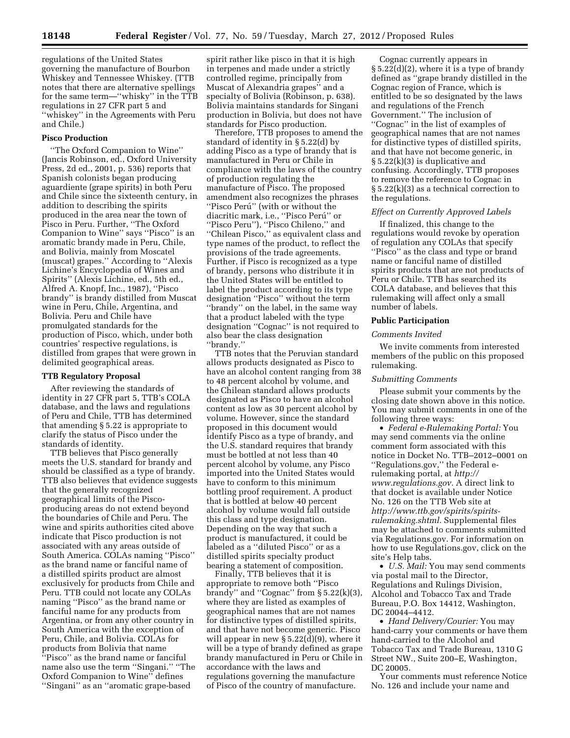regulations of the United States governing the manufacture of Bourbon Whiskey and Tennessee Whiskey. (TTB notes that there are alternative spellings for the same term—''whisky'' in the TTB regulations in 27 CFR part 5 and ''whiskey'' in the Agreements with Peru and Chile.)

### Pisco Production

''The Oxford Companion to Wine'' (Jancis Robinson, ed., Oxford University Press, 2d ed., 2001, p. 536) reports that Spanish colonists began producing aguardiente (grape spirits) in both Peru and Chile since the sixteenth century, in addition to describing the spirits produced in the area near the town of Pisco in Peru. Further, ''The Oxford Companion to Wine'' says ''Pisco'' is an aromatic brandy made in Peru, Chile, and Bolivia, mainly from Moscatel (muscat) grapes.'' According to ''Alexis Lichine's Encyclopedia of Wines and Spirits'' (Alexis Lichine, ed., 5th ed., Alfred A. Knopf, Inc., 1987), ''Pisco brandy'' is brandy distilled from Muscat wine in Peru, Chile, Argentina, and Bolivia. Peru and Chile have promulgated standards for the production of Pisco, which, under both countries' respective regulations, is distilled from grapes that were grown in delimited geographical areas.

### TTB Regulatory Proposal

After reviewing the standards of identity in 27 CFR part 5, TTB's COLA database, and the laws and regulations of Peru and Chile, TTB has determined that amending § 5.22 is appropriate to clarify the status of Pisco under the standards of identity.

TTB believes that Pisco generally meets the U.S. standard for brandy and should be classified as a type of brandy. TTB also believes that evidence suggests that the generally recognized geographical limits of the Pisco-producing areas do not extend beyond the boundaries of Chile and Peru. The wine and spirits authorities cited above indicate that Pisco production is not associated with any areas outside of South America. COLAs naming ''Pisco'' as the brand name or fanciful name of a distilled spirits product are almost exclusively for products from Chile and Peru. TTB could not locate any COLAs naming ''Pisco'' as the brand name or fanciful name for any products from Argentina, or from any other country in South America with the exception of Peru, Chile, and Bolivia. COLAs for products from Bolivia that name ''Pisco'' as the brand name or fanciful name also use the term ''Singani.'' ''The Oxford Companion to Wine'' defines ''Singani'' as an ''aromatic grape-based spirit rather like pisco in that it is high in terpenes and made under a strictly controlled regime, principally from Muscat of Alexandria grapes'' and a specialty of Bolivia (Robinson, p. 638). Bolivia maintains standards for Singani production in Bolivia, but does not have standards for Pisco production.

Therefore, TTB proposes to amend the standard of identity in § 5.22(d) by adding Pisco as a type of brandy that is manufactured in Peru or Chile in compliance with the laws of the country of production regulating the manufacture of Pisco. The proposed amendment also recognizes the phrases ''Pisco Perú'' (with or without the diacritic mark, i.e., ''Pisco Perú'' or ''Pisco Peru''), ''Pisco Chileno,'' and ''Chilean Pisco,'' as equivalent class and type names of the product, to reflect the provisions of the trade agreements. Further, if Pisco is recognized as a type of brandy, persons who distribute it in the United States will be entitled to label the product according to its type designation ''Pisco'' without the term ''brandy'' on the label, in the same way that a product labeled with the type designation ''Cognac'' is not required to also bear the class designation ''brandy.''

TTB notes that the Peruvian standard allows products designated as Pisco to have an alcohol content ranging from 38 to 48 percent alcohol by volume, and the Chilean standard allows products designated as Pisco to have an alcohol content as low as 30 percent alcohol by volume. However, since the standard proposed in this document would identify Pisco as a type of brandy, and the U.S. standard requires that brandy must be bottled at not less than 40 percent alcohol by volume, any Pisco imported into the United States would have to conform to this minimum bottling proof requirement. A product that is bottled at below 40 percent alcohol by volume would fall outside this class and type designation. Depending on the way that such a product is manufactured, it could be labeled as a ''diluted Pisco'' or as a distilled spirits specialty product bearing a statement of composition.

Finally, TTB believes that it is appropriate to remove both ''Pisco brandy'' and ''Cognac'' from § 5.22(k)(3), where they are listed as examples of geographical names that are not names for distinctive types of distilled spirits, and that have not become generic. Pisco will appear in new § 5.22(d)(9), where it will be a type of brandy defined as grape brandy manufactured in Peru or Chile in accordance with the laws and regulations governing the manufacture of Pisco of the country of manufacture.

Cognac currently appears in § 5.22(d)(2), where it is a type of brandy defined as ''grape brandy distilled in the Cognac region of France, which is entitled to be so designated by the laws and regulations of the French Government.'' The inclusion of ''Cognac'' in the list of examples of geographical names that are not names for distinctive types of distilled spirits, and that have not become generic, in § 5.22(k)(3) is duplicative and confusing. Accordingly, TTB proposes to remove the reference to Cognac in § 5.22(k)(3) as a technical correction to the regulations.

#### *Effect on Currently Approved Labels*

If finalized, this change to the regulations would revoke by operation of regulation any COLAs that specify ''Pisco'' as the class and type or brand name or fanciful name of distilled spirits products that are not products of Peru or Chile. TTB has searched its COLA database, and believes that this rulemaking will affect only a small number of labels.

### Public Participation

#### *Comments Invited*

We invite comments from interested members of the public on this proposed rulemaking.

#### *Submitting Comments*

Please submit your comments by the closing date shown above in this notice. You may submit comments in one of the following three ways:

- *Federal e-Rulemaking Portal:* You may send comments via the online comment form associated with this notice in Docket No. TTB–2012–0001 on ''Regulations.gov,'' the Federal e-rulemaking portal, at *http://www.regulations.gov.* A direct link to that docket is available under Notice No. 126 on the TTB Web site at *http://www.ttb.gov/spirits/spirits-rulemaking.shtml.* Supplemental files may be attached to comments submitted via Regulations.gov. For information on how to use Regulations.gov, click on the site's Help tabs.
- *U.S. Mail:* You may send comments via postal mail to the Director, Regulations and Rulings Division, Alcohol and Tobacco Tax and Trade Bureau, P.O. Box 14412, Washington, DC 20044–4412.
- *Hand Delivery/Courier:* You may hand-carry your comments or have them hand-carried to the Alcohol and Tobacco Tax and Trade Bureau, 1310 G Street NW., Suite 200–E, Washington, DC 20005.

Your comments must reference Notice No. 126 and include your name and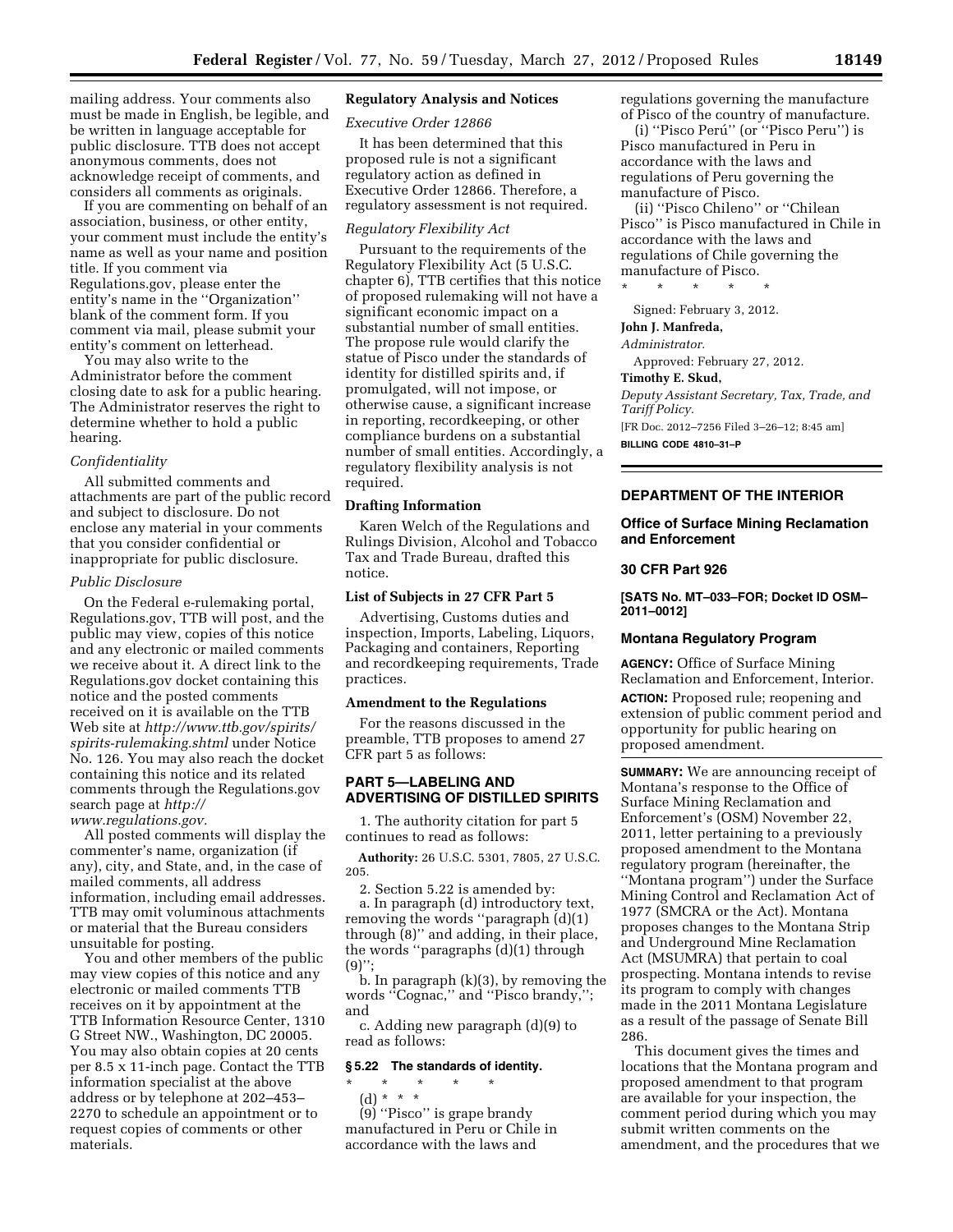mailing address. Your comments also must be made in English, be legible, and be written in language acceptable for public disclosure. TTB does not accept anonymous comments, does not acknowledge receipt of comments, and considers all comments as originals.

If you are commenting on behalf of an association, business, or other entity, your comment must include the entity's name as well as your name and position title. If you comment via Regulations.gov, please enter the entity's name in the ''Organization'' blank of the comment form. If you comment via mail, please submit your entity's comment on letterhead.

You may also write to the Administrator before the comment closing date to ask for a public hearing. The Administrator reserves the right to determine whether to hold a public hearing.

*Confidentiality*

All submitted comments and attachments are part of the public record and subject to disclosure. Do not enclose any material in your comments that you consider confidential or inappropriate for public disclosure.

*Public Disclosure*

On the Federal e-rulemaking portal, Regulations.gov, TTB will post, and the public may view, copies of this notice and any electronic or mailed comments we receive about it. A direct link to the Regulations.gov docket containing this notice and the posted comments received on it is available on the TTB Web site at *http://www.ttb.gov/spirits/spirits-rulemaking.shtml* under Notice No. 126. You may also reach the docket containing this notice and its related comments through the Regulations.gov search page at *http://www.regulations.gov.*

All posted comments will display the commenter's name, organization (if any), city, and State, and, in the case of mailed comments, all address information, including email addresses. TTB may omit voluminous attachments or material that the Bureau considers unsuitable for posting.

You and other members of the public may view copies of this notice and any electronic or mailed comments TTB receives on it by appointment at the TTB Information Resource Center, 1310 G Street NW., Washington, DC 20005. You may also obtain copies at 20 cents per 8.5 x 11-inch page. Contact the TTB information specialist at the above address or by telephone at 202–453–2270 to schedule an appointment or to request copies of comments or other materials.

**Regulatory Analysis and Notices**

*Executive Order 12866*

It has been determined that this proposed rule is not a significant regulatory action as defined in Executive Order 12866. Therefore, a regulatory assessment is not required.

*Regulatory Flexibility Act*

Pursuant to the requirements of the Regulatory Flexibility Act (5 U.S.C. chapter 6), TTB certifies that this notice of proposed rulemaking will not have a significant economic impact on a substantial number of small entities. The propose rule would clarify the statue of Pisco under the standards of identity for distilled spirits and, if promulgated, will not impose, or otherwise cause, a significant increase in reporting, recordkeeping, or other compliance burdens on a substantial number of small entities. Accordingly, a regulatory flexibility analysis is not required.

**Drafting Information**

Karen Welch of the Regulations and Rulings Division, Alcohol and Tobacco Tax and Trade Bureau, drafted this notice.

**List of Subjects in 27 CFR Part 5**

Advertising, Customs duties and inspection, Imports, Labeling, Liquors, Packaging and containers, Reporting and recordkeeping requirements, Trade practices.

**Amendment to the Regulations**

For the reasons discussed in the preamble, TTB proposes to amend 27 CFR part 5 as follows:

## PART 5—LABELING AND ADVERTISING OF DISTILLED SPIRITS

1. The authority citation for part 5 continues to read as follows:

**Authority:** 26 U.S.C. 5301, 7805, 27 U.S.C. 205.

2. Section 5.22 is amended by:

a. In paragraph (d) introductory text, removing the words ''paragraph (d)(1) through (8)'' and adding, in their place, the words ''paragraphs (d)(1) through (9)'';

b. In paragraph (k)(3), by removing the words ''Cognac,'' and ''Pisco brandy,''; and

c. Adding new paragraph (d)(9) to read as follows:

### § 5.22 The standards of identity.

\* \* \* \* \*

(d) \* \* \*

(9) ''Pisco'' is grape brandy manufactured in Peru or Chile in accordance with the laws and regulations governing the manufacture of Pisco of the country of manufacture.

(i) ''Pisco Perú'' (or ''Pisco Peru'') is Pisco manufactured in Peru in accordance with the laws and regulations of Peru governing the manufacture of Pisco.

(ii) ''Pisco Chileno'' or ''Chilean Pisco'' is Pisco manufactured in Chile in accordance with the laws and regulations of Chile governing the manufacture of Pisco.

\* \* \* \* \*

Signed: February 3, 2012.

**John J. Manfreda,**

*Administrator.*

Approved: February 27, 2012.

**Timothy E. Skud,**

*Deputy Assistant Secretary, Tax, Trade, and Tariff Policy.*

[FR Doc. 2012–7256 Filed 3–26–12; 8:45 am]

**BILLING CODE 4810–31–P**

---

## DEPARTMENT OF THE INTERIOR

### Office of Surface Mining Reclamation and Enforcement

### 30 CFR Part 926

**[SATS No. MT–033–FOR; Docket ID OSM–2011–0012]**

### Montana Regulatory Program

**AGENCY:** Office of Surface Mining Reclamation and Enforcement, Interior.

**ACTION:** Proposed rule; reopening and extension of public comment period and opportunity for public hearing on proposed amendment.

**SUMMARY:** We are announcing receipt of Montana's response to the Office of Surface Mining Reclamation and Enforcement's (OSM) November 22, 2011, letter pertaining to a previously proposed amendment to the Montana regulatory program (hereinafter, the ''Montana program'') under the Surface Mining Control and Reclamation Act of 1977 (SMCRA or the Act). Montana proposes changes to the Montana Strip and Underground Mine Reclamation Act (MSUMRA) that pertain to coal prospecting. Montana intends to revise its program to comply with changes made in the 2011 Montana Legislature as a result of the passage of Senate Bill 286.

This document gives the times and locations that the Montana program and proposed amendment to that program are available for your inspection, the comment period during which you may submit written comments on the amendment, and the procedures that we